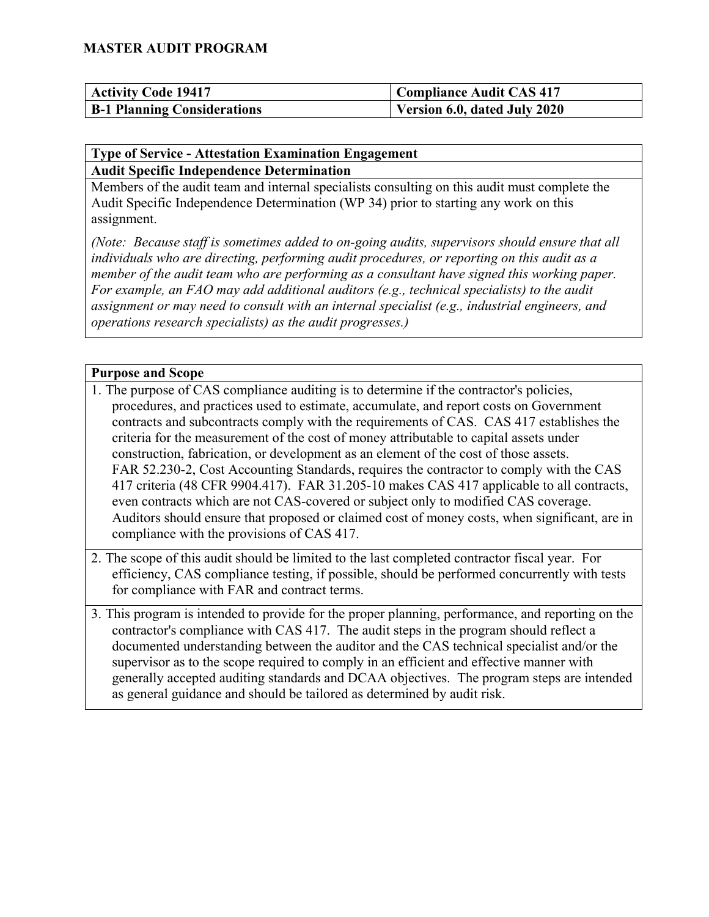# MASTER AUDIT PROGRAM

| Activity Code 19417 | Compliance Audit CAS 417 |
| --- | --- |
| B-1 Planning Considerations | Version 6.0, dated July 2020 |

## Type of Service - Attestation Examination Engagement

### Audit Specific Independence Determination

Members of the audit team and internal specialists consulting on this audit must complete the Audit Specific Independence Determination (WP 34) prior to starting any work on this assignment.

*(Note: Because staff is sometimes added to on-going audits, supervisors should ensure that all individuals who are directing, performing audit procedures, or reporting on this audit as a member of the audit team who are performing as a consultant have signed this working paper. For example, an FAO may add additional auditors (e.g., technical specialists) to the audit assignment or may need to consult with an internal specialist (e.g., industrial engineers, and operations research specialists) as the audit progresses.)*

## Purpose and Scope

1. The purpose of CAS compliance auditing is to determine if the contractor's policies, procedures, and practices used to estimate, accumulate, and report costs on Government contracts and subcontracts comply with the requirements of CAS. CAS 417 establishes the criteria for the measurement of the cost of money attributable to capital assets under construction, fabrication, or development as an element of the cost of those assets. FAR 52.230-2, Cost Accounting Standards, requires the contractor to comply with the CAS 417 criteria (48 CFR 9904.417). FAR 31.205-10 makes CAS 417 applicable to all contracts, even contracts which are not CAS-covered or subject only to modified CAS coverage. Auditors should ensure that proposed or claimed cost of money costs, when significant, are in compliance with the provisions of CAS 417.

2. The scope of this audit should be limited to the last completed contractor fiscal year. For efficiency, CAS compliance testing, if possible, should be performed concurrently with tests for compliance with FAR and contract terms.

3. This program is intended to provide for the proper planning, performance, and reporting on the contractor's compliance with CAS 417. The audit steps in the program should reflect a documented understanding between the auditor and the CAS technical specialist and/or the supervisor as to the scope required to comply in an efficient and effective manner with generally accepted auditing standards and DCAA objectives. The program steps are intended as general guidance and should be tailored as determined by audit risk.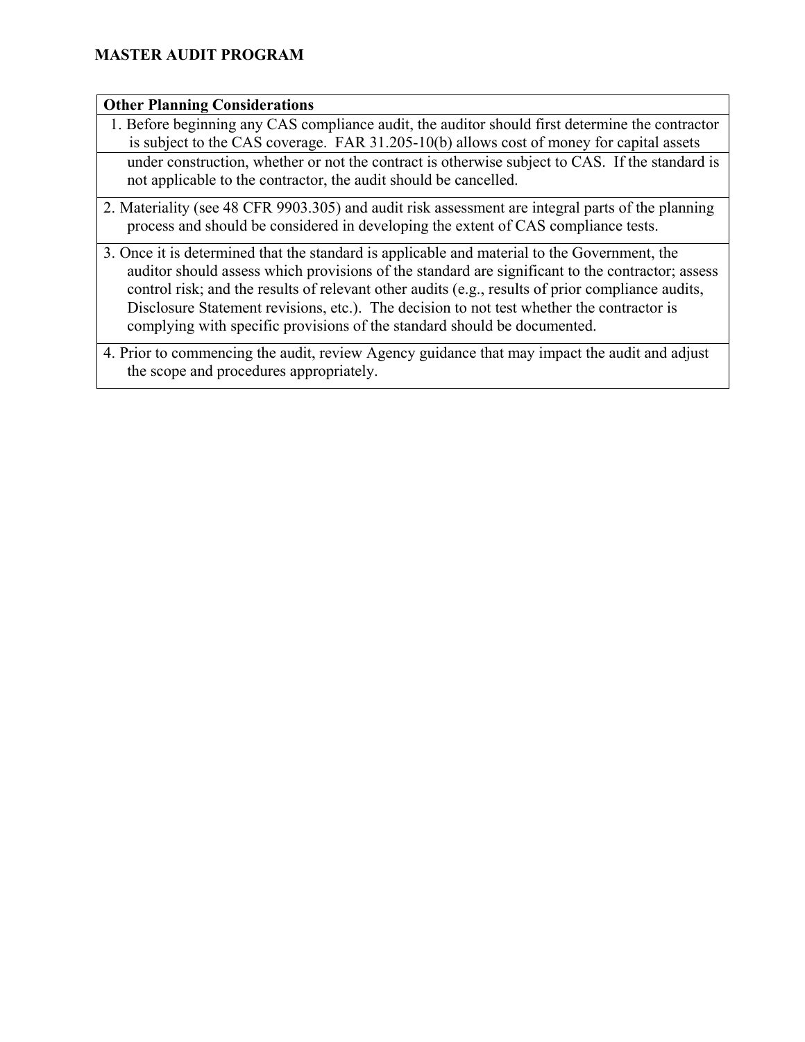## MASTER AUDIT PROGRAM

| Other Planning Considerations |
| --- |
| 1. Before beginning any CAS compliance audit, the auditor should first determine the contractor is subject to the CAS coverage. FAR 31.205-10(b) allows cost of money for capital assets under construction, whether or not the contract is otherwise subject to CAS. If the standard is not applicable to the contractor, the audit should be cancelled. |
| 2. Materiality (see 48 CFR 9903.305) and audit risk assessment are integral parts of the planning process and should be considered in developing the extent of CAS compliance tests. |
| 3. Once it is determined that the standard is applicable and material to the Government, the auditor should assess which provisions of the standard are significant to the contractor; assess control risk; and the results of relevant other audits (e.g., results of prior compliance audits, Disclosure Statement revisions, etc.). The decision to not test whether the contractor is complying with specific provisions of the standard should be documented. |
| 4. Prior to commencing the audit, review Agency guidance that may impact the audit and adjust the scope and procedures appropriately. |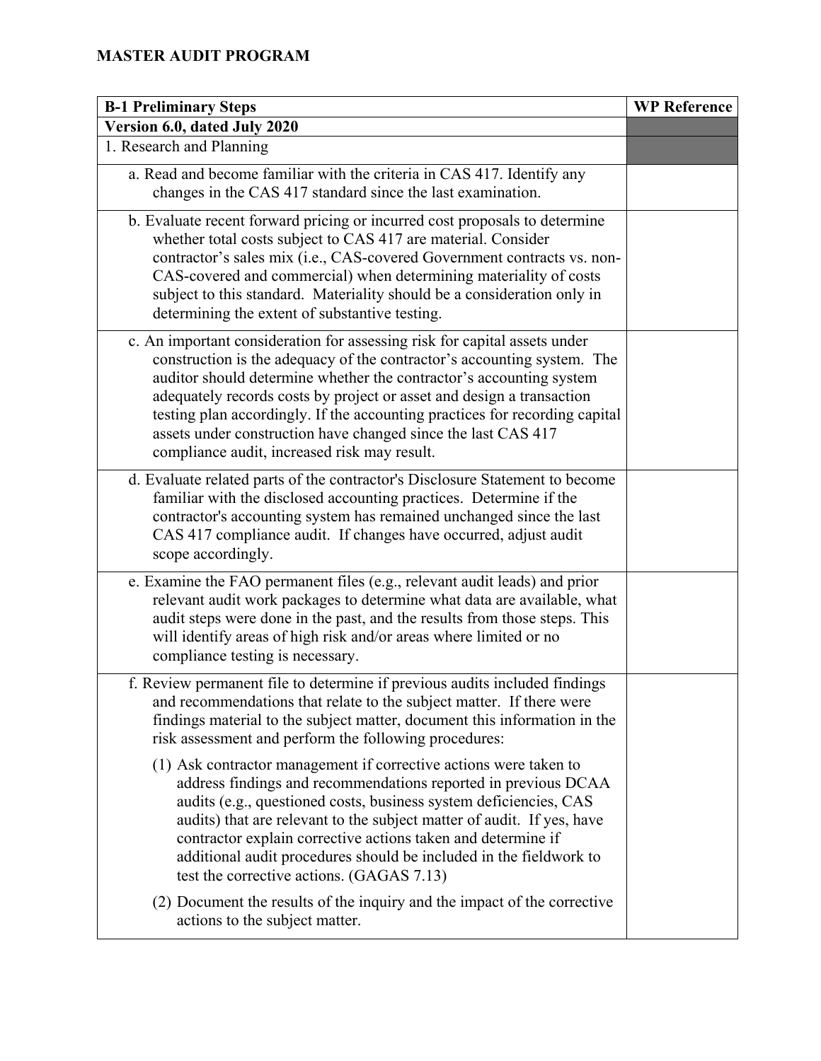# MASTER AUDIT PROGRAM

| B-1 Preliminary Steps | WP Reference |
|---|---|
| **Version 6.0, dated July 2020** | |
| 1. Research and Planning | |
| a. Read and become familiar with the criteria in CAS 417. Identify any changes in the CAS 417 standard since the last examination. | |
| b. Evaluate recent forward pricing or incurred cost proposals to determine whether total costs subject to CAS 417 are material. Consider contractor's sales mix (i.e., CAS-covered Government contracts vs. non-CAS-covered and commercial) when determining materiality of costs subject to this standard. Materiality should be a consideration only in determining the extent of substantive testing. | |
| c. An important consideration for assessing risk for capital assets under construction is the adequacy of the contractor's accounting system. The auditor should determine whether the contractor's accounting system adequately records costs by project or asset and design a transaction testing plan accordingly. If the accounting practices for recording capital assets under construction have changed since the last CAS 417 compliance audit, increased risk may result. | |
| d. Evaluate related parts of the contractor's Disclosure Statement to become familiar with the disclosed accounting practices. Determine if the contractor's accounting system has remained unchanged since the last CAS 417 compliance audit. If changes have occurred, adjust audit scope accordingly. | |
| e. Examine the FAO permanent files (e.g., relevant audit leads) and prior relevant audit work packages to determine what data are available, what audit steps were done in the past, and the results from those steps. This will identify areas of high risk and/or areas where limited or no compliance testing is necessary. | |
| f. Review permanent file to determine if previous audits included findings and recommendations that relate to the subject matter. If there were findings material to the subject matter, document this information in the risk assessment and perform the following procedures:<br><br>(1) Ask contractor management if corrective actions were taken to address findings and recommendations reported in previous DCAA audits (e.g., questioned costs, business system deficiencies, CAS audits) that are relevant to the subject matter of audit. If yes, have contractor explain corrective actions taken and determine if additional audit procedures should be included in the fieldwork to test the corrective actions. (GAGAS 7.13)<br><br>(2) Document the results of the inquiry and the impact of the corrective actions to the subject matter. | |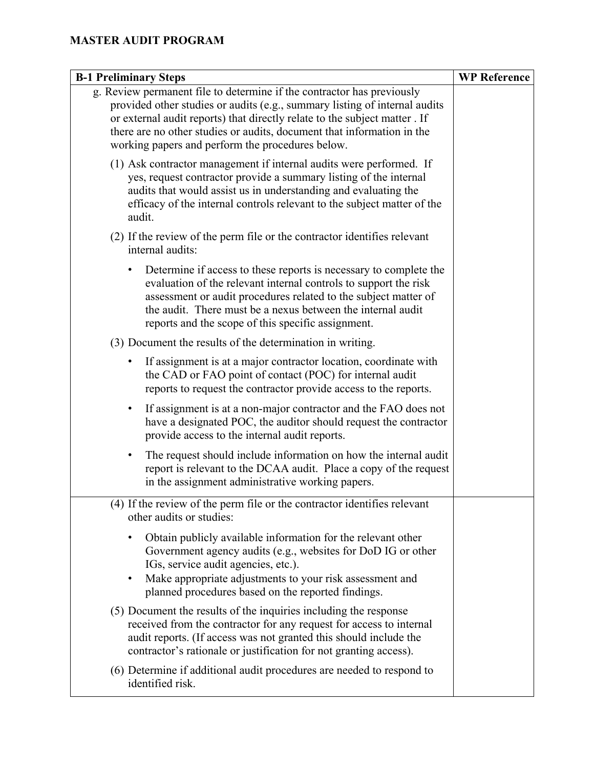## MASTER AUDIT PROGRAM

| B-1 Preliminary Steps | WP Reference |
|---|---|
| g. Review permanent file to determine if the contractor has previously provided other studies or audits (e.g., summary listing of internal audits or external audit reports) that directly relate to the subject matter . If there are no other studies or audits, document that information in the working papers and perform the procedures below.<br><br>(1) Ask contractor management if internal audits were performed. If yes, request contractor provide a summary listing of the internal audits that would assist us in understanding and evaluating the efficacy of the internal controls relevant to the subject matter of the audit.<br><br>(2) If the review of the perm file or the contractor identifies relevant internal audits:<br><br>• Determine if access to these reports is necessary to complete the evaluation of the relevant internal controls to support the risk assessment or audit procedures related to the subject matter of the audit. There must be a nexus between the internal audit reports and the scope of this specific assignment.<br><br>(3) Document the results of the determination in writing.<br><br>• If assignment is at a major contractor location, coordinate with the CAD or FAO point of contact (POC) for internal audit reports to request the contractor provide access to the reports.<br><br>• If assignment is at a non-major contractor and the FAO does not have a designated POC, the auditor should request the contractor provide access to the internal audit reports.<br><br>• The request should include information on how the internal audit report is relevant to the DCAA audit. Place a copy of the request in the assignment administrative working papers. | |
| (4) If the review of the perm file or the contractor identifies relevant other audits or studies:<br><br>• Obtain publicly available information for the relevant other Government agency audits (e.g., websites for DoD IG or other IGs, service audit agencies, etc.).<br>• Make appropriate adjustments to your risk assessment and planned procedures based on the reported findings.<br><br>(5) Document the results of the inquiries including the response received from the contractor for any request for access to internal audit reports. (If access was not granted this should include the contractor's rationale or justification for not granting access).<br><br>(6) Determine if additional audit procedures are needed to respond to identified risk. | |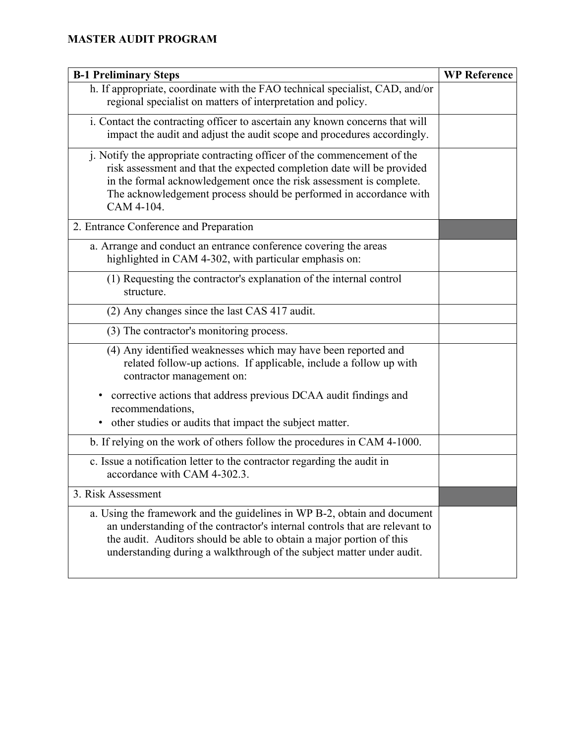**MASTER AUDIT PROGRAM**

| B-1 Preliminary Steps | WP Reference |
|---|---|
| h. If appropriate, coordinate with the FAO technical specialist, CAD, and/or regional specialist on matters of interpretation and policy. | |
| i. Contact the contracting officer to ascertain any known concerns that will impact the audit and adjust the audit scope and procedures accordingly. | |
| j. Notify the appropriate contracting officer of the commencement of the risk assessment and that the expected completion date will be provided in the formal acknowledgement once the risk assessment is complete. The acknowledgement process should be performed in accordance with CAM 4-104. | |
| 2. Entrance Conference and Preparation | |
| a. Arrange and conduct an entrance conference covering the areas highlighted in CAM 4-302, with particular emphasis on: | |
| (1) Requesting the contractor's explanation of the internal control structure. | |
| (2) Any changes since the last CAS 417 audit. | |
| (3) The contractor's monitoring process. | |
| (4) Any identified weaknesses which may have been reported and related follow-up actions. If applicable, include a follow up with contractor management on:<br>• corrective actions that address previous DCAA audit findings and recommendations,<br>• other studies or audits that impact the subject matter. | |
| b. If relying on the work of others follow the procedures in CAM 4-1000. | |
| c. Issue a notification letter to the contractor regarding the audit in accordance with CAM 4-302.3. | |
| 3. Risk Assessment | |
| a. Using the framework and the guidelines in WP B-2, obtain and document an understanding of the contractor's internal controls that are relevant to the audit. Auditors should be able to obtain a major portion of this understanding during a walkthrough of the subject matter under audit. | |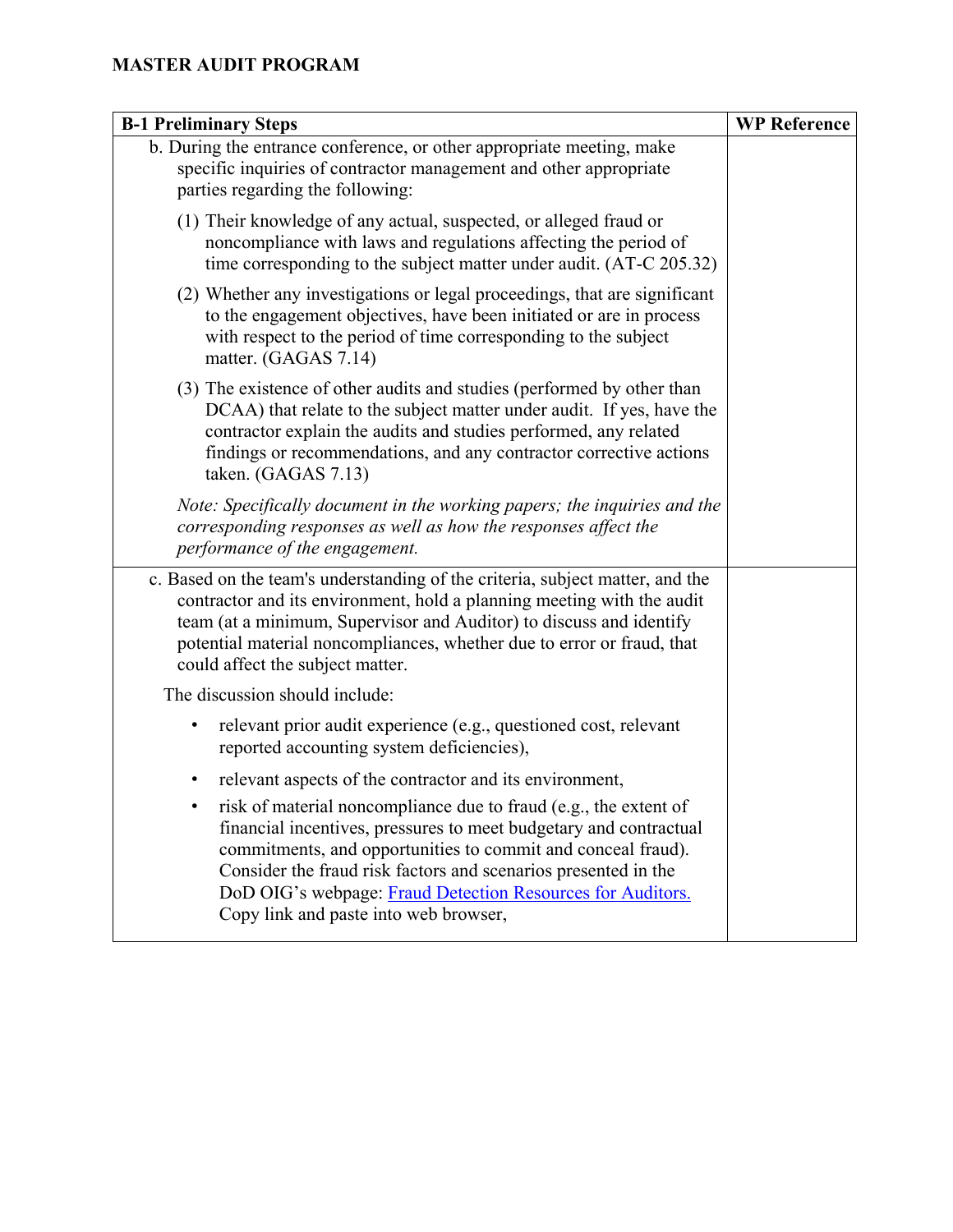**MASTER AUDIT PROGRAM**

| B-1 Preliminary Steps | WP Reference |
|---|---|
| b. During the entrance conference, or other appropriate meeting, make specific inquiries of contractor management and other appropriate parties regarding the following:<br><br>(1) Their knowledge of any actual, suspected, or alleged fraud or noncompliance with laws and regulations affecting the period of time corresponding to the subject matter under audit. (AT-C 205.32)<br><br>(2) Whether any investigations or legal proceedings, that are significant to the engagement objectives, have been initiated or are in process with respect to the period of time corresponding to the subject matter. (GAGAS 7.14)<br><br>(3) The existence of other audits and studies (performed by other than DCAA) that relate to the subject matter under audit. If yes, have the contractor explain the audits and studies performed, any related findings or recommendations, and any contractor corrective actions taken. (GAGAS 7.13)<br><br>*Note: Specifically document in the working papers; the inquiries and the corresponding responses as well as how the responses affect the performance of the engagement.* | |
| c. Based on the team's understanding of the criteria, subject matter, and the contractor and its environment, hold a planning meeting with the audit team (at a minimum, Supervisor and Auditor) to discuss and identify potential material noncompliances, whether due to error or fraud, that could affect the subject matter.<br><br>The discussion should include:<br><br>• relevant prior audit experience (e.g., questioned cost, relevant reported accounting system deficiencies),<br><br>• relevant aspects of the contractor and its environment,<br><br>• risk of material noncompliance due to fraud (e.g., the extent of financial incentives, pressures to meet budgetary and contractual commitments, and opportunities to commit and conceal fraud). Consider the fraud risk factors and scenarios presented in the DoD OIG's webpage: Fraud Detection Resources for Auditors. Copy link and paste into web browser, | |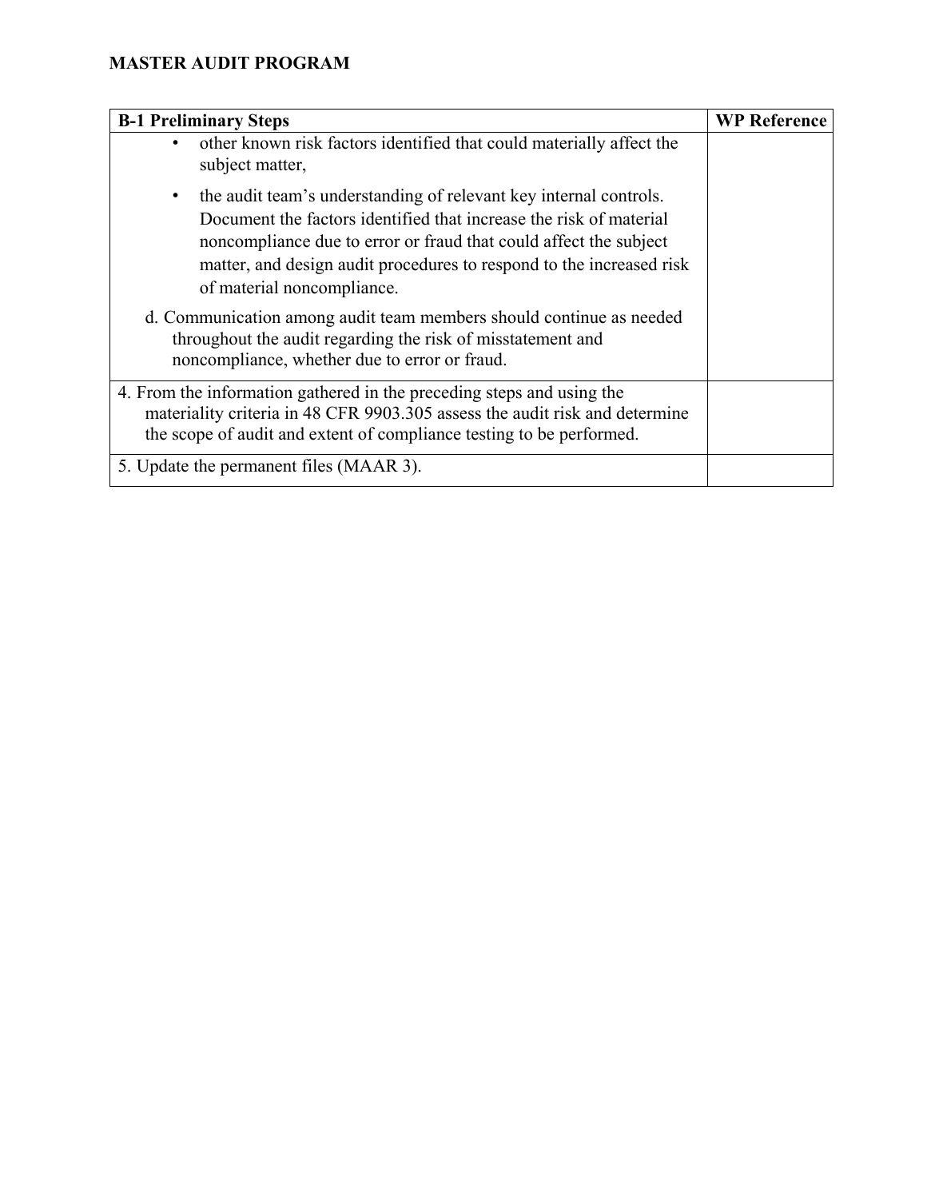## MASTER AUDIT PROGRAM

| B-1 Preliminary Steps | WP Reference |
|---|---|
| • other known risk factors identified that could materially affect the subject matter,<br><br>• the audit team's understanding of relevant key internal controls. Document the factors identified that increase the risk of material noncompliance due to error or fraud that could affect the subject matter, and design audit procedures to respond to the increased risk of material noncompliance.<br><br>d. Communication among audit team members should continue as needed throughout the audit regarding the risk of misstatement and noncompliance, whether due to error or fraud. | |
| 4. From the information gathered in the preceding steps and using the materiality criteria in 48 CFR 9903.305 assess the audit risk and determine the scope of audit and extent of compliance testing to be performed. | |
| 5. Update the permanent files (MAAR 3). | |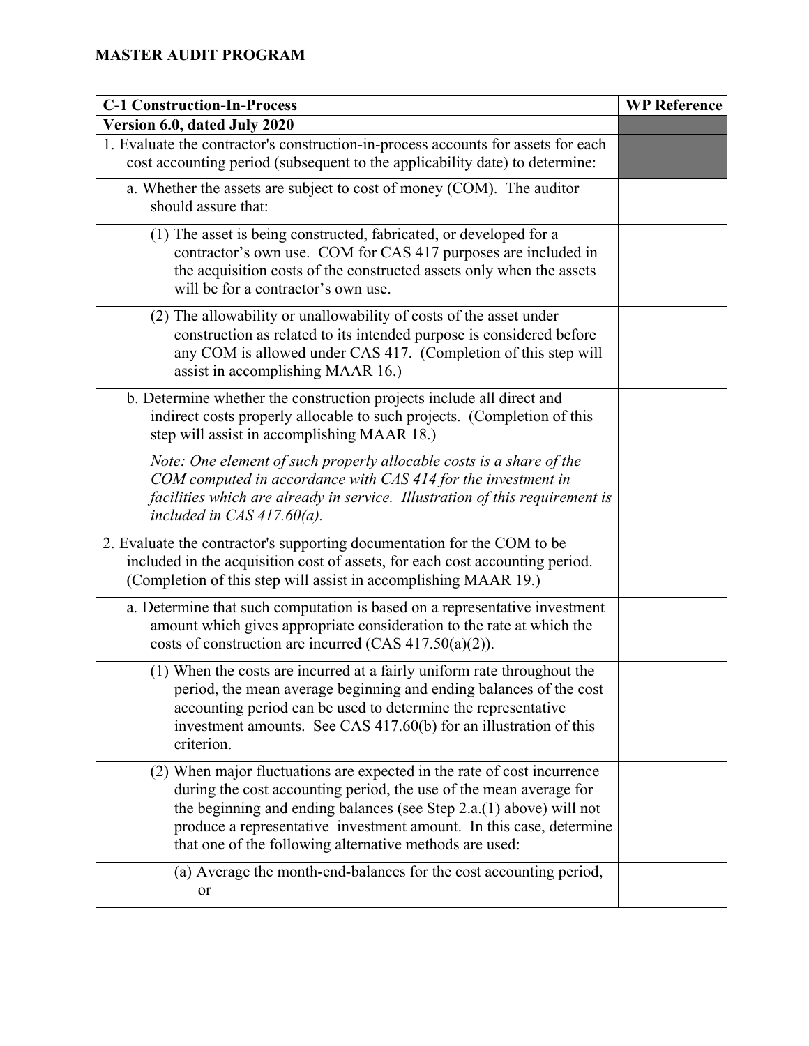**MASTER AUDIT PROGRAM**

| C-1 Construction-In-Process | WP Reference |
|---|---|
| **Version 6.0, dated July 2020** | |
| 1. Evaluate the contractor's construction-in-process accounts for assets for each cost accounting period (subsequent to the applicability date) to determine: | |
| a. Whether the assets are subject to cost of money (COM). The auditor should assure that: | |
| (1) The asset is being constructed, fabricated, or developed for a contractor's own use. COM for CAS 417 purposes are included in the acquisition costs of the constructed assets only when the assets will be for a contractor's own use. | |
| (2) The allowability or unallowability of costs of the asset under construction as related to its intended purpose is considered before any COM is allowed under CAS 417. (Completion of this step will assist in accomplishing MAAR 16.) | |
| b. Determine whether the construction projects include all direct and indirect costs properly allocable to such projects. (Completion of this step will assist in accomplishing MAAR 18.)<br><br>*Note: One element of such properly allocable costs is a share of the COM computed in accordance with CAS 414 for the investment in facilities which are already in service. Illustration of this requirement is included in CAS 417.60(a).* | |
| 2. Evaluate the contractor's supporting documentation for the COM to be included in the acquisition cost of assets, for each cost accounting period. (Completion of this step will assist in accomplishing MAAR 19.) | |
| a. Determine that such computation is based on a representative investment amount which gives appropriate consideration to the rate at which the costs of construction are incurred (CAS 417.50(a)(2)). | |
| (1) When the costs are incurred at a fairly uniform rate throughout the period, the mean average beginning and ending balances of the cost accounting period can be used to determine the representative investment amounts. See CAS 417.60(b) for an illustration of this criterion. | |
| (2) When major fluctuations are expected in the rate of cost incurrence during the cost accounting period, the use of the mean average for the beginning and ending balances (see Step 2.a.(1) above) will not produce a representative investment amount. In this case, determine that one of the following alternative methods are used: | |
| (a) Average the month-end-balances for the cost accounting period, or | |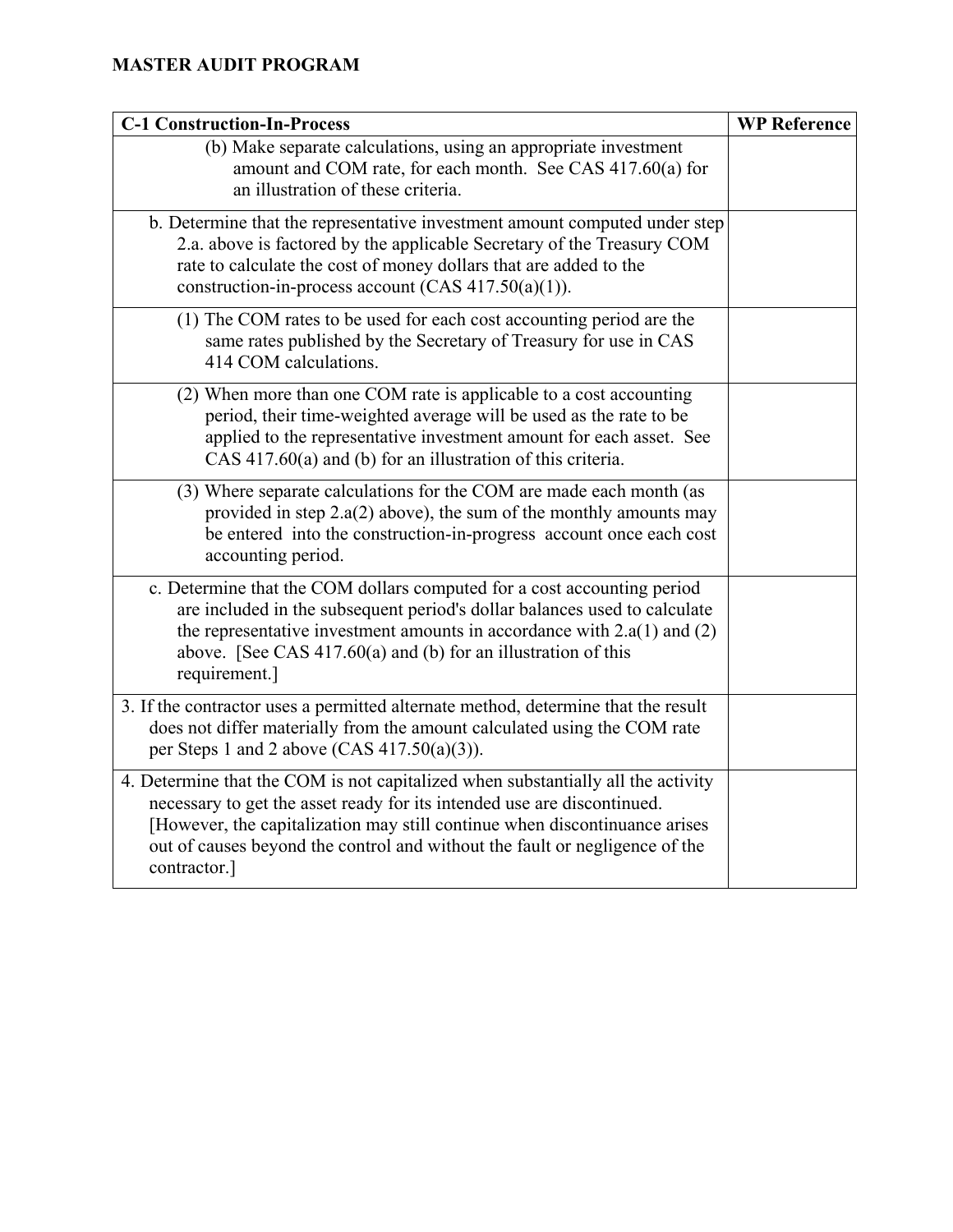**MASTER AUDIT PROGRAM**

| C-1 Construction-In-Process | WP Reference |
|---|---|
| (b) Make separate calculations, using an appropriate investment amount and COM rate, for each month. See CAS 417.60(a) for an illustration of these criteria. | |
| b. Determine that the representative investment amount computed under step 2.a. above is factored by the applicable Secretary of the Treasury COM rate to calculate the cost of money dollars that are added to the construction-in-process account (CAS 417.50(a)(1)). | |
| (1) The COM rates to be used for each cost accounting period are the same rates published by the Secretary of Treasury for use in CAS 414 COM calculations. | |
| (2) When more than one COM rate is applicable to a cost accounting period, their time-weighted average will be used as the rate to be applied to the representative investment amount for each asset. See CAS 417.60(a) and (b) for an illustration of this criteria. | |
| (3) Where separate calculations for the COM are made each month (as provided in step 2.a(2) above), the sum of the monthly amounts may be entered into the construction-in-progress account once each cost accounting period. | |
| c. Determine that the COM dollars computed for a cost accounting period are included in the subsequent period's dollar balances used to calculate the representative investment amounts in accordance with 2.a(1) and (2) above. [See CAS 417.60(a) and (b) for an illustration of this requirement.] | |
| 3. If the contractor uses a permitted alternate method, determine that the result does not differ materially from the amount calculated using the COM rate per Steps 1 and 2 above (CAS 417.50(a)(3)). | |
| 4. Determine that the COM is not capitalized when substantially all the activity necessary to get the asset ready for its intended use are discontinued. [However, the capitalization may still continue when discontinuance arises out of causes beyond the control and without the fault or negligence of the contractor.] | |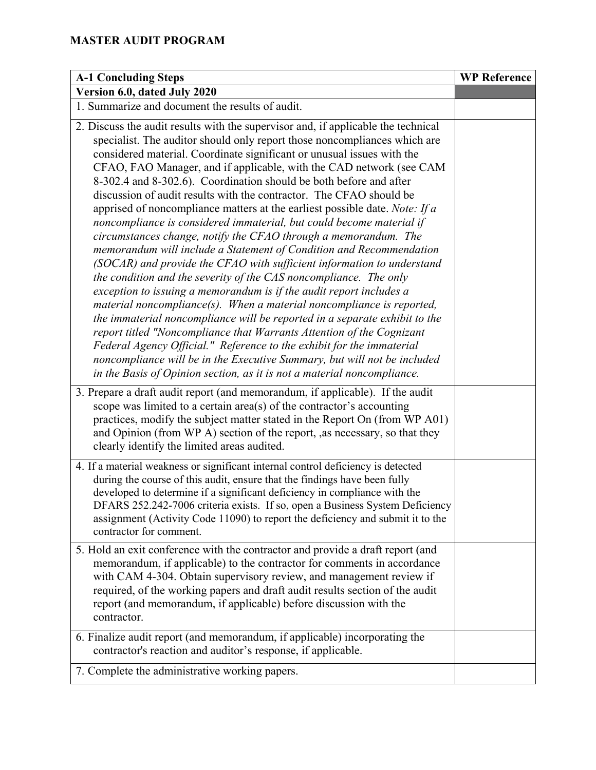**MASTER AUDIT PROGRAM**

| **A-1 Concluding Steps** | **WP Reference** |
|---|---|
| **Version 6.0, dated July 2020** | |
| 1. Summarize and document the results of audit. | |
| 2. Discuss the audit results with the supervisor and, if applicable the technical specialist. The auditor should only report those noncompliances which are considered material. Coordinate significant or unusual issues with the CFAO, FAO Manager, and if applicable, with the CAD network (see CAM 8-302.4 and 8-302.6). Coordination should be both before and after discussion of audit results with the contractor. The CFAO should be apprised of noncompliance matters at the earliest possible date. *Note: If a noncompliance is considered immaterial, but could become material if circumstances change, notify the CFAO through a memorandum. The memorandum will include a Statement of Condition and Recommendation (SOCAR) and provide the CFAO with sufficient information to understand the condition and the severity of the CAS noncompliance. The only exception to issuing a memorandum is if the audit report includes a material noncompliance(s). When a material noncompliance is reported, the immaterial noncompliance will be reported in a separate exhibit to the report titled "Noncompliance that Warrants Attention of the Cognizant Federal Agency Official." Reference to the exhibit for the immaterial noncompliance will be in the Executive Summary, but will not be included in the Basis of Opinion section, as it is not a material noncompliance.* | |
| 3. Prepare a draft audit report (and memorandum, if applicable). If the audit scope was limited to a certain area(s) of the contractor's accounting practices, modify the subject matter stated in the Report On (from WP A01) and Opinion (from WP A) section of the report, ,as necessary, so that they clearly identify the limited areas audited. | |
| 4. If a material weakness or significant internal control deficiency is detected during the course of this audit, ensure that the findings have been fully developed to determine if a significant deficiency in compliance with the DFARS 252.242-7006 criteria exists. If so, open a Business System Deficiency assignment (Activity Code 11090) to report the deficiency and submit it to the contractor for comment. | |
| 5. Hold an exit conference with the contractor and provide a draft report (and memorandum, if applicable) to the contractor for comments in accordance with CAM 4-304. Obtain supervisory review, and management review if required, of the working papers and draft audit results section of the audit report (and memorandum, if applicable) before discussion with the contractor. | |
| 6. Finalize audit report (and memorandum, if applicable) incorporating the contractor's reaction and auditor's response, if applicable. | |
| 7. Complete the administrative working papers. | |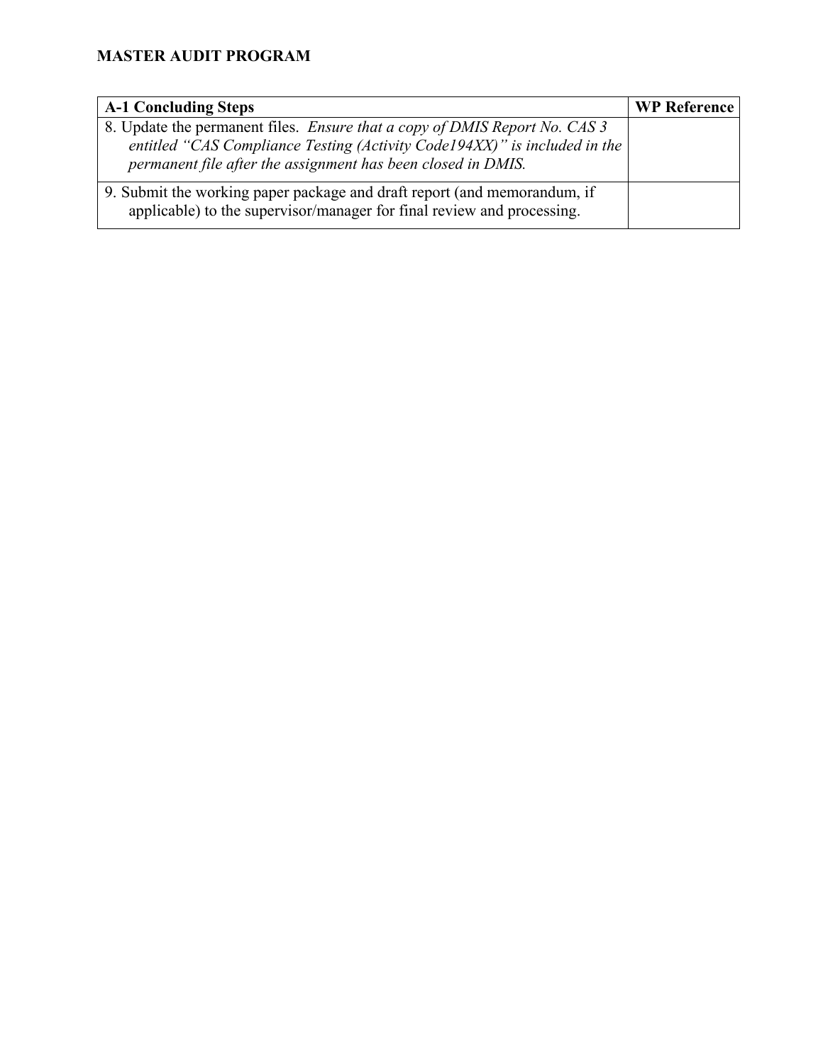**MASTER AUDIT PROGRAM**

| A-1 Concluding Steps | WP Reference |
| --- | --- |
| 8. Update the permanent files. *Ensure that a copy of DMIS Report No. CAS 3 entitled "CAS Compliance Testing (Activity Code194XX)" is included in the permanent file after the assignment has been closed in DMIS.* | |
| 9. Submit the working paper package and draft report (and memorandum, if applicable) to the supervisor/manager for final review and processing. | |